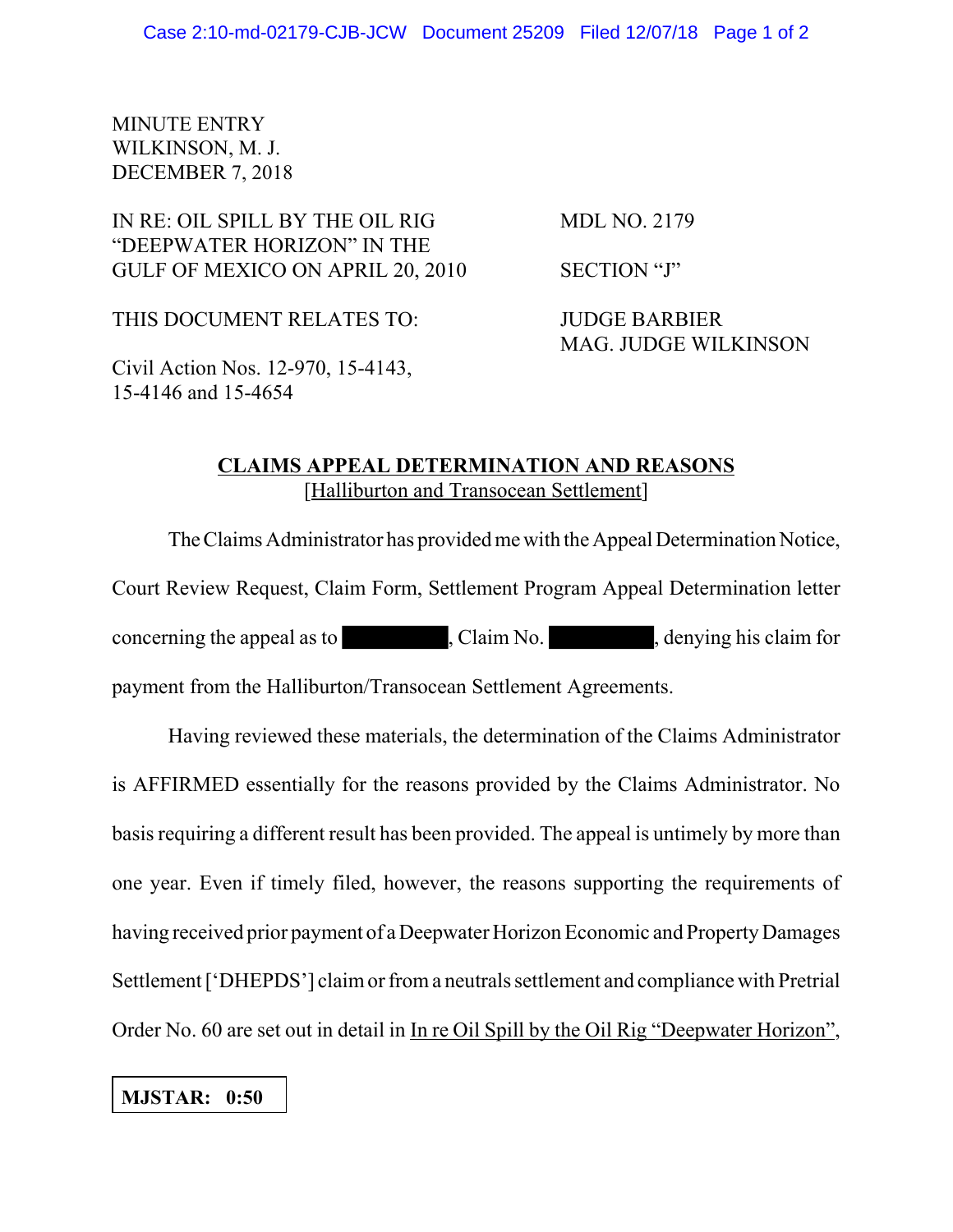MINUTE ENTRY
WILKINSON, M. J.
DECEMBER 7, 2018

| | |
|---|---|
| IN RE: OIL SPILL BY THE OIL RIG "DEEPWATER HORIZON" IN THE GULF OF MEXICO ON APRIL 20, 2010 | MDL NO. 2179 |
| | SECTION "J" |
| THIS DOCUMENT RELATES TO: | JUDGE BARBIER<br>MAG. JUDGE WILKINSON |
| Civil Action Nos. 12-970, 15-4143, 15-4146 and 15-4654 | |

## CLAIMS APPEAL DETERMINATION AND REASONS

[Halliburton and Transocean Settlement]

The Claims Administrator has provided me with the Appeal Determination Notice, Court Review Request, Claim Form, Settlement Program Appeal Determination letter concerning the appeal as to [REDACTED], Claim No. [REDACTED], denying his claim for payment from the Halliburton/Transocean Settlement Agreements.

Having reviewed these materials, the determination of the Claims Administrator is AFFIRMED essentially for the reasons provided by the Claims Administrator. No basis requiring a different result has been provided. The appeal is untimely by more than one year. Even if timely filed, however, the reasons supporting the requirements of having received prior payment of a Deepwater Horizon Economic and Property Damages Settlement ['DHEPDS'] claim or from a neutrals settlement and compliance with Pretrial Order No. 60 are set out in detail in In re Oil Spill by the Oil Rig "Deepwater Horizon",

**MJSTAR: 0:50**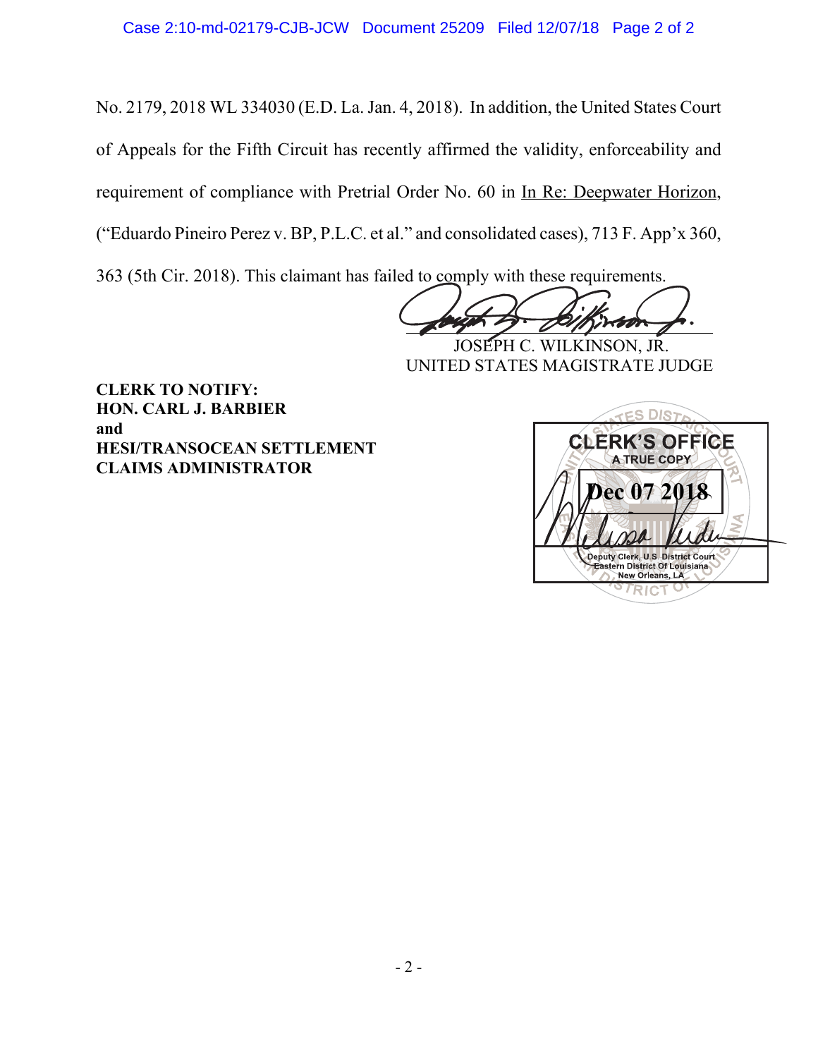No. 2179, 2018 WL 334030 (E.D. La. Jan. 4, 2018). In addition, the United States Court of Appeals for the Fifth Circuit has recently affirmed the validity, enforceability and requirement of compliance with Pretrial Order No. 60 in In Re: Deepwater Horizon, ("Eduardo Pineiro Perez v. BP, P.L.C. et al." and consolidated cases), 713 F. App'x 360, 363 (5th Cir. 2018). This claimant has failed to comply with these requirements.

JOSEPH C. WILKINSON, JR.
UNITED STATES MAGISTRATE JUDGE

**CLERK TO NOTIFY:**
**HON. CARL J. BARBIER**
**and**
**HESI/TRANSOCEAN SETTLEMENT CLAIMS ADMINISTRATOR**

CLERK'S OFFICE
A TRUE COPY
Dec 07 2018
Deputy Clerk, U.S. District Court
Eastern District Of Louisiana
New Orleans, LA